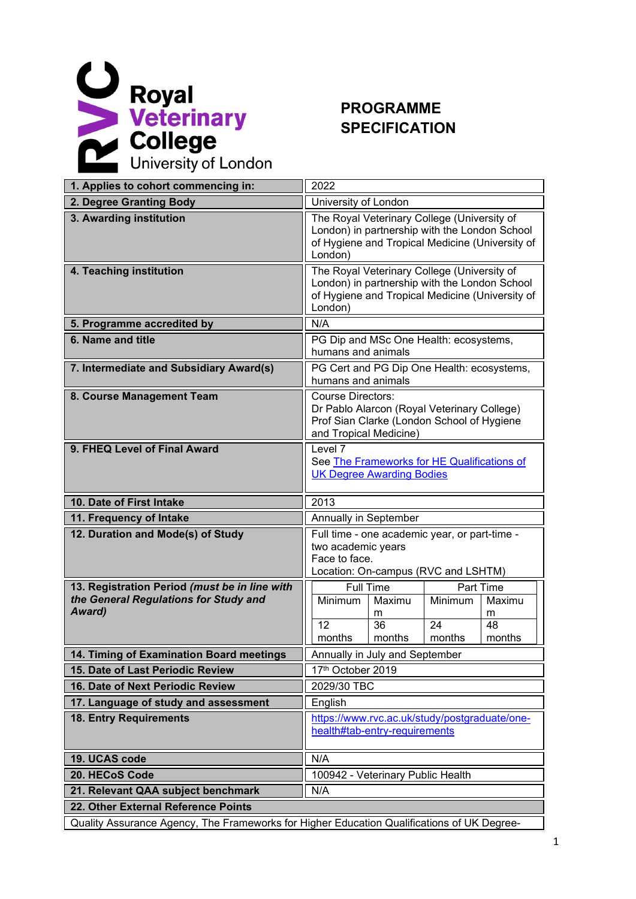Royal Veterinary College
University of London

# PROGRAMME SPECIFICATION

| | |
|---|---|
| **1. Applies to cohort commencing in:** | 2022 |
| **2. Degree Granting Body** | University of London |
| **3. Awarding institution** | The Royal Veterinary College (University of London) in partnership with the London School of Hygiene and Tropical Medicine (University of London) |
| **4. Teaching institution** | The Royal Veterinary College (University of London) in partnership with the London School of Hygiene and Tropical Medicine (University of London) |
| **5. Programme accredited by** | N/A |
| **6. Name and title** | PG Dip and MSc One Health: ecosystems, humans and animals |
| **7. Intermediate and Subsidiary Award(s)** | PG Cert and PG Dip One Health: ecosystems, humans and animals |
| **8. Course Management Team** | Course Directors:<br>Dr Pablo Alarcon (Royal Veterinary College)<br>Prof Sian Clarke (London School of Hygiene and Tropical Medicine) |
| **9. FHEQ Level of Final Award** | Level 7<br>See [The Frameworks for HE Qualifications of UK Degree Awarding Bodies]() |
| **10. Date of First Intake** | 2013 |
| **11. Frequency of Intake** | Annually in September |
| **12. Duration and Mode(s) of Study** | Full time - one academic year, or part-time - two academic years<br>Face to face.<br>Location: On-campus (RVC and LSHTM) |
| **13. Registration Period *(must be in line with the General Regulations for Study and Award)*** | Full Time: Minimum 12 months, Maximum 36 months; Part Time: Minimum 24 months, Maximum 48 months |
| **14. Timing of Examination Board meetings** | Annually in July and September |
| **15. Date of Last Periodic Review** | 17th October 2019 |
| **16. Date of Next Periodic Review** | 2029/30 TBC |
| **17. Language of study and assessment** | English |
| **18. Entry Requirements** | [https://www.rvc.ac.uk/study/postgraduate/one-health#tab-entry-requirements](https://www.rvc.ac.uk/study/postgraduate/one-health#tab-entry-requirements) |
| **19. UCAS code** | N/A |
| **20. HECoS Code** | 100942 - Veterinary Public Health |
| **21. Relevant QAA subject benchmark** | N/A |
| **22. Other External Reference Points** | |

Quality Assurance Agency, The Frameworks for Higher Education Qualifications of UK Degree-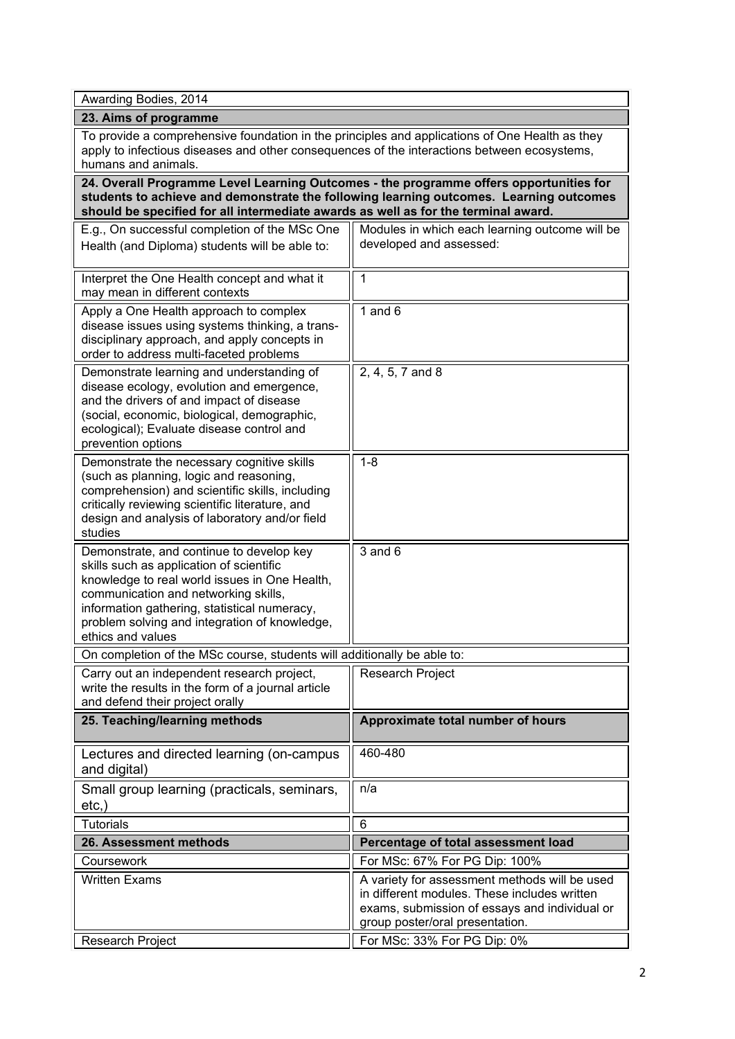Awarding Bodies, 2014

**23. Aims of programme**

To provide a comprehensive foundation in the principles and applications of One Health as they apply to infectious diseases and other consequences of the interactions between ecosystems, humans and animals.

**24. Overall Programme Level Learning Outcomes - the programme offers opportunities for students to achieve and demonstrate the following learning outcomes. Learning outcomes should be specified for all intermediate awards as well as for the terminal award.**

| E.g., On successful completion of the MSc One Health (and Diploma) students will be able to: | Modules in which each learning outcome will be developed and assessed: |
|---|---|
| Interpret the One Health concept and what it may mean in different contexts | 1 |
| Apply a One Health approach to complex disease issues using systems thinking, a trans-disciplinary approach, and apply concepts in order to address multi-faceted problems | 1 and 6 |
| Demonstrate learning and understanding of disease ecology, evolution and emergence, and the drivers of and impact of disease (social, economic, biological, demographic, ecological); Evaluate disease control and prevention options | 2, 4, 5, 7 and 8 |
| Demonstrate the necessary cognitive skills (such as planning, logic and reasoning, comprehension) and scientific skills, including critically reviewing scientific literature, and design and analysis of laboratory and/or field studies | 1-8 |
| Demonstrate, and continue to develop key skills such as application of scientific knowledge to real world issues in One Health, communication and networking skills, information gathering, statistical numeracy, problem solving and integration of knowledge, ethics and values | 3 and 6 |
| On completion of the MSc course, students will additionally be able to: | |
| Carry out an independent research project, write the results in the form of a journal article and defend their project orally | Research Project |

| 25. Teaching/learning methods | Approximate total number of hours |
|---|---|
| Lectures and directed learning (on-campus and digital) | 460-480 |
| Small group learning (practicals, seminars, etc,) | n/a |
| Tutorials | 6 |

| 26. Assessment methods | Percentage of total assessment load |
|---|---|
| Coursework | For MSc: 67% For PG Dip: 100% |
| Written Exams | A variety for assessment methods will be used in different modules. These includes written exams, submission of essays and individual or group poster/oral presentation. |
| Research Project | For MSc: 33% For PG Dip: 0% |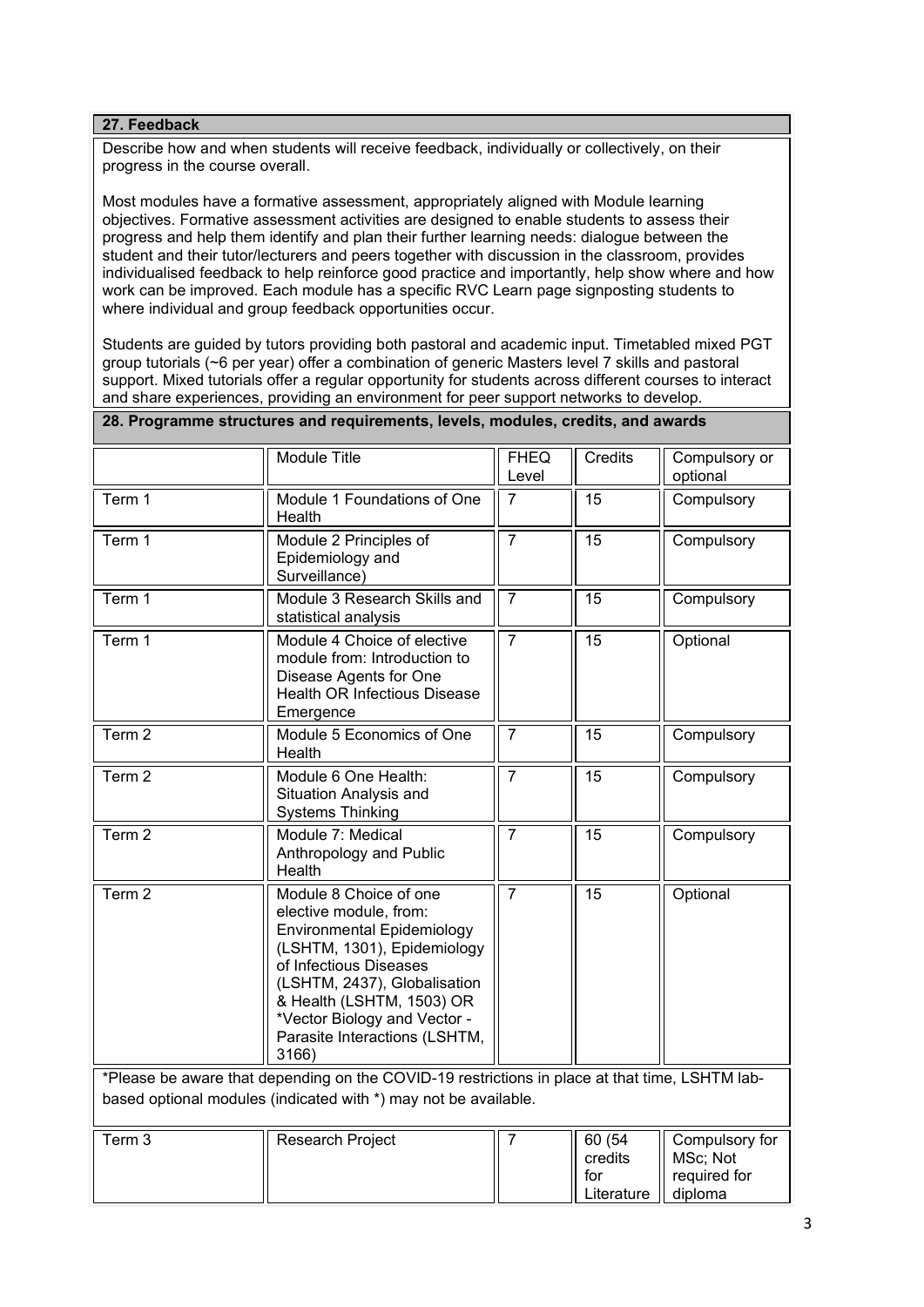### 27. Feedback

Describe how and when students will receive feedback, individually or collectively, on their progress in the course overall.

Most modules have a formative assessment, appropriately aligned with Module learning objectives. Formative assessment activities are designed to enable students to assess their progress and help them identify and plan their further learning needs: dialogue between the student and their tutor/lecturers and peers together with discussion in the classroom, provides individualised feedback to help reinforce good practice and importantly, help show where and how work can be improved. Each module has a specific RVC Learn page signposting students to where individual and group feedback opportunities occur.

Students are guided by tutors providing both pastoral and academic input. Timetabled mixed PGT group tutorials (~6 per year) offer a combination of generic Masters level 7 skills and pastoral support. Mixed tutorials offer a regular opportunity for students across different courses to interact and share experiences, providing an environment for peer support networks to develop.

### 28. Programme structures and requirements, levels, modules, credits, and awards

| | Module Title | FHEQ Level | Credits | Compulsory or optional |
|---|---|---|---|---|
| Term 1 | Module 1 Foundations of One Health | 7 | 15 | Compulsory |
| Term 1 | Module 2 Principles of Epidemiology and Surveillance) | 7 | 15 | Compulsory |
| Term 1 | Module 3 Research Skills and statistical analysis | 7 | 15 | Compulsory |
| Term 1 | Module 4 Choice of elective module from: Introduction to Disease Agents for One Health OR Infectious Disease Emergence | 7 | 15 | Optional |
| Term 2 | Module 5 Economics of One Health | 7 | 15 | Compulsory |
| Term 2 | Module 6 One Health: Situation Analysis and Systems Thinking | 7 | 15 | Compulsory |
| Term 2 | Module 7: Medical Anthropology and Public Health | 7 | 15 | Compulsory |
| Term 2 | Module 8 Choice of one elective module, from: Environmental Epidemiology (LSHTM, 1301), Epidemiology of Infectious Diseases (LSHTM, 2437), Globalisation & Health (LSHTM, 1503) OR *Vector Biology and Vector - Parasite Interactions (LSHTM, 3166) | 7 | 15 | Optional |

*Please be aware that depending on the COVID-19 restrictions in place at that time, LSHTM lab-based optional modules (indicated with *) may not be available.

| | | | | |
|---|---|---|---|---|
| Term 3 | Research Project | 7 | 60 (54 credits for Literature | Compulsory for MSc; Not required for diploma |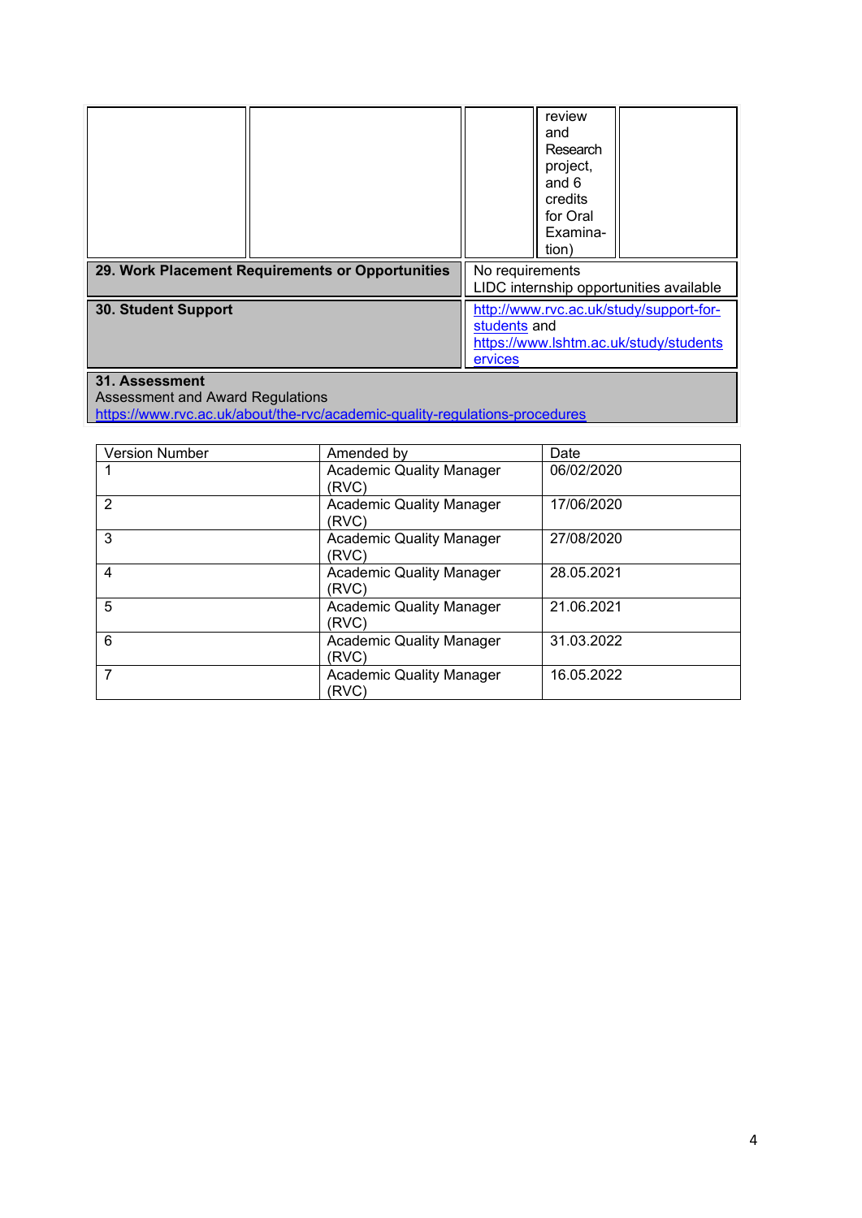| | | | | |
|---|---|---|---|---|
| | | | review and Research project, and 6 credits for Oral Examination) | |

| | |
|---|---|
| **29. Work Placement Requirements or Opportunities** | No requirements<br>LIDC internship opportunities available |
| **30. Student Support** | http://www.rvc.ac.uk/study/support-for-students and https://www.lshtm.ac.uk/study/studentservices |

**31. Assessment**
Assessment and Award Regulations
https://www.rvc.ac.uk/about/the-rvc/academic-quality-regulations-procedures

| Version Number | Amended by | Date |
|---|---|---|
| 1 | Academic Quality Manager (RVC) | 06/02/2020 |
| 2 | Academic Quality Manager (RVC) | 17/06/2020 |
| 3 | Academic Quality Manager (RVC) | 27/08/2020 |
| 4 | Academic Quality Manager (RVC) | 28.05.2021 |
| 5 | Academic Quality Manager (RVC) | 21.06.2021 |
| 6 | Academic Quality Manager (RVC) | 31.03.2022 |
| 7 | Academic Quality Manager (RVC) | 16.05.2022 |